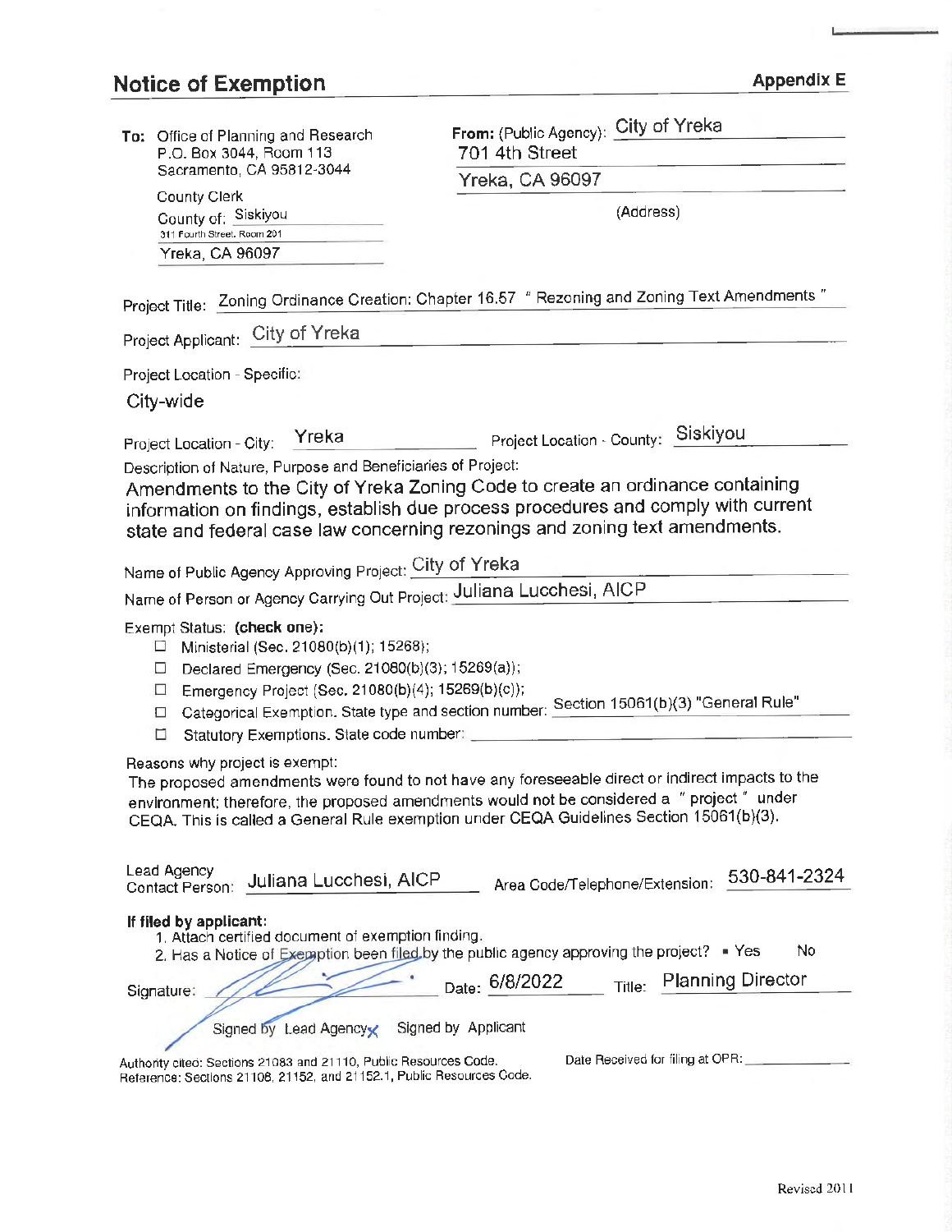# Notice of Exemption

**Appendix E**

**To:** Office of Planning and Research
P.O. Box 3044, Room 113
Sacramento, CA 95812-3044

County Clerk
County of: Siskiyou
311 Fourth Street, Room 201
Yreka, CA 96097

**From:** (Public Agency): City of Yreka
701 4th Street
Yreka, CA 96097
(Address)

Project Title: Zoning Ordinance Creation: Chapter 16.57 " Rezoning and Zoning Text Amendments "

Project Applicant: City of Yreka

Project Location - Specific:

City-wide

Project Location - City: Yreka

Project Location - County: Siskiyou

Description of Nature, Purpose and Beneficiaries of Project:

Amendments to the City of Yreka Zoning Code to create an ordinance containing information on findings, establish due process procedures and comply with current state and federal case law concerning rezonings and zoning text amendments.

Name of Public Agency Approving Project: City of Yreka

Name of Person or Agency Carrying Out Project: Juliana Lucchesi, AICP

Exempt Status: **(check one):**

- ☐ Ministerial (Sec. 21080(b)(1); 15268);
- ☐ Declared Emergency (Sec. 21080(b)(3); 15269(a));
- ☐ Emergency Project (Sec. 21080(b)(4); 15269(b)(c));
- ☐ Categorical Exemption. State type and section number: Section 15061(b)(3) "General Rule"
- ☐ Statutory Exemptions. State code number:

Reasons why project is exempt:

The proposed amendments were found to not have any foreseeable direct or indirect impacts to the environment; therefore, the proposed amendments would not be considered a " project " under CEQA. This is called a General Rule exemption under CEQA Guidelines Section 15061(b)(3).

Lead Agency Contact Person: Juliana Lucchesi, AICP

Area Code/Telephone/Extension: 530-841-2324

**If filed by applicant:**

1. Attach certified document of exemption finding.
2. Has a Notice of Exemption been filed by the public agency approving the project? ▪ Yes No

Signature: [signature] Date: 6/8/2022 Title: Planning Director

☒ Signed by Lead Agency ☐ Signed by Applicant

Authority cited: Sections 21083 and 21110, Public Resources Code.
Reference: Sections 21108, 21152, and 21152.1, Public Resources Code.

Date Received for filing at OPR:

Revised 2011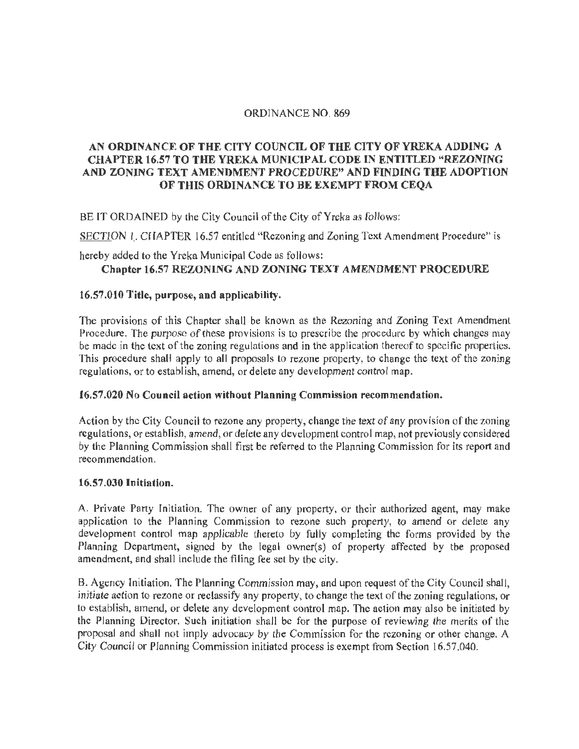ORDINANCE NO. 869

## AN ORDINANCE OF THE CITY COUNCIL OF THE CITY OF YREKA ADDING A CHAPTER 16.57 TO THE YREKA MUNICIPAL CODE IN ENTITLED "REZONING AND ZONING TEXT AMENDMENT PROCEDURE" AND FINDING THE ADOPTION OF THIS ORDINANCE TO BE EXEMPT FROM CEQA

BE IT ORDAINED by the City Council of the City of Yreka as follows:

SECTION I. CHAPTER 16.57 entitled "Rezoning and Zoning Text Amendment Procedure" is hereby added to the Yreka Municipal Code as follows:

### Chapter 16.57 REZONING AND ZONING TEXT AMENDMENT PROCEDURE

**16.57.010 Title, purpose, and applicability.**

The provisions of this Chapter shall be known as the Rezoning and Zoning Text Amendment Procedure. The purpose of these provisions is to prescribe the procedure by which changes may be made in the text of the zoning regulations and in the application thereof to specific properties. This procedure shall apply to all proposals to rezone property, to change the text of the zoning regulations, or to establish, amend, or delete any development control map.

**16.57.020 No Council action without Planning Commission recommendation.**

Action by the City Council to rezone any property, change the text of any provision of the zoning regulations, or establish, amend, or delete any development control map, not previously considered by the Planning Commission shall first be referred to the Planning Commission for its report and recommendation.

**16.57.030 Initiation.**

A. Private Party Initiation. The owner of any property, or their authorized agent, may make application to the Planning Commission to rezone such property, to amend or delete any development control map applicable thereto by fully completing the forms provided by the Planning Department, signed by the legal owner(s) of property affected by the proposed amendment, and shall include the filing fee set by the city.

B. Agency Initiation. The Planning Commission may, and upon request of the City Council shall, initiate action to rezone or reclassify any property, to change the text of the zoning regulations, or to establish, amend, or delete any development control map. The action may also be initiated by the Planning Director. Such initiation shall be for the purpose of reviewing the merits of the proposal and shall not imply advocacy by the Commission for the rezoning or other change. A City Council or Planning Commission initiated process is exempt from Section 16.57.040.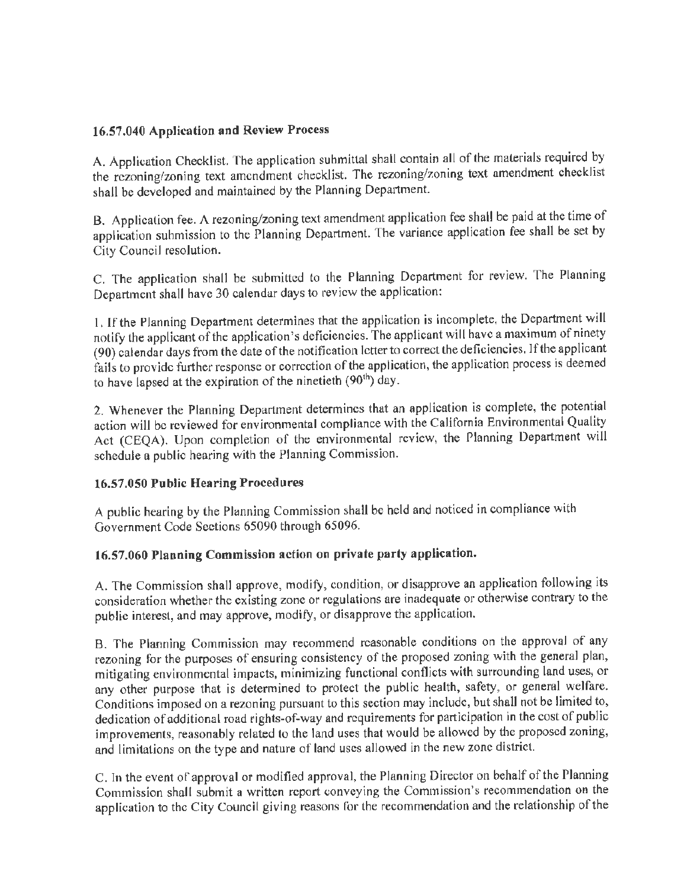### 16.57.040 Application and Review Process

A. Application Checklist. The application submittal shall contain all of the materials required by the rezoning/zoning text amendment checklist. The rezoning/zoning text amendment checklist shall be developed and maintained by the Planning Department.

B. Application fee. A rezoning/zoning text amendment application fee shall be paid at the time of application submission to the Planning Department. The variance application fee shall be set by City Council resolution.

C. The application shall be submitted to the Planning Department for review. The Planning Department shall have 30 calendar days to review the application:

1. If the Planning Department determines that the application is incomplete, the Department will notify the applicant of the application's deficiencies. The applicant will have a maximum of ninety (90) calendar days from the date of the notification letter to correct the deficiencies. If the applicant fails to provide further response or correction of the application, the application process is deemed to have lapsed at the expiration of the ninetieth (90th) day.

2. Whenever the Planning Department determines that an application is complete, the potential action will be reviewed for environmental compliance with the California Environmental Quality Act (CEQA). Upon completion of the environmental review, the Planning Department will schedule a public hearing with the Planning Commission.

### 16.57.050 Public Hearing Procedures

A public hearing by the Planning Commission shall be held and noticed in compliance with Government Code Sections 65090 through 65096.

### 16.57.060 Planning Commission action on private party application.

A. The Commission shall approve, modify, condition, or disapprove an application following its consideration whether the existing zone or regulations are inadequate or otherwise contrary to the public interest, and may approve, modify, or disapprove the application.

B. The Planning Commission may recommend reasonable conditions on the approval of any rezoning for the purposes of ensuring consistency of the proposed zoning with the general plan, mitigating environmental impacts, minimizing functional conflicts with surrounding land uses, or any other purpose that is determined to protect the public health, safety, or general welfare. Conditions imposed on a rezoning pursuant to this section may include, but shall not be limited to, dedication of additional road rights-of-way and requirements for participation in the cost of public improvements, reasonably related to the land uses that would be allowed by the proposed zoning, and limitations on the type and nature of land uses allowed in the new zone district.

C. In the event of approval or modified approval, the Planning Director on behalf of the Planning Commission shall submit a written report conveying the Commission's recommendation on the application to the City Council giving reasons for the recommendation and the relationship of the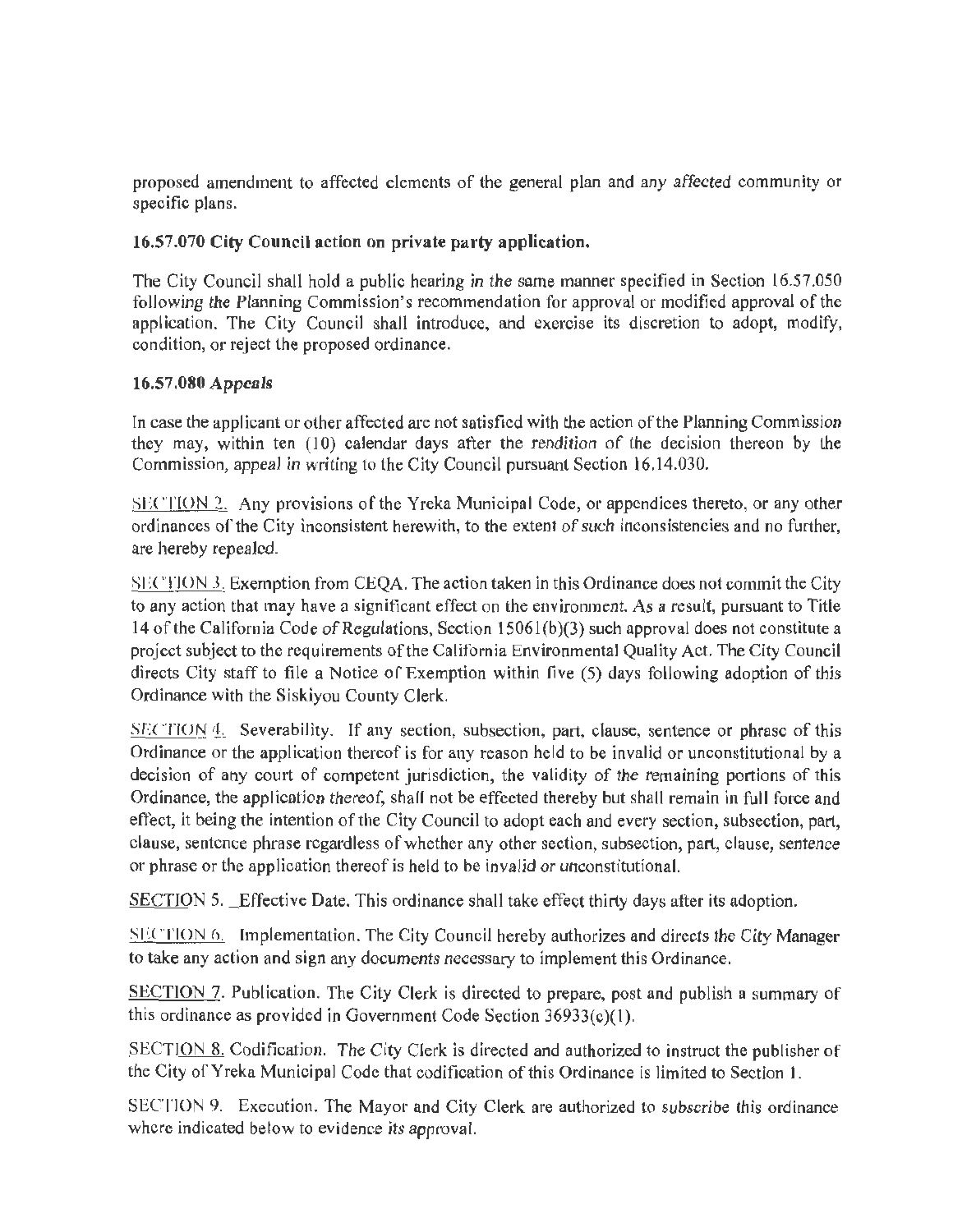proposed amendment to affected elements of the general plan and any affected community or specific plans.

**16.57.070 City Council action on private party application.**

The City Council shall hold a public hearing in the same manner specified in Section 16.57.050 following the Planning Commission's recommendation for approval or modified approval of the application. The City Council shall introduce, and exercise its discretion to adopt, modify, condition, or reject the proposed ordinance.

**16.57.080 *Appeals***

In case the applicant or other affected are not satisfied with the action of the Planning Commission they may, within ten (10) calendar days after the rendition of the decision thereon by the Commission, appeal in writing to the City Council pursuant Section 16.14.030.

SECTION 2. Any provisions of the Yreka Municipal Code, or appendices thereto, or any other ordinances of the City inconsistent herewith, to the extent of such inconsistencies and no further, are hereby repealed.

SECTION 3. Exemption from CEQA. The action taken in this Ordinance does not commit the City to any action that may have a significant effect on the environment. As a result, pursuant to Title 14 of the California Code of Regulations, Section 15061(b)(3) such approval does not constitute a project subject to the requirements of the California Environmental Quality Act. The City Council directs City staff to file a Notice of Exemption within five (5) days following adoption of this Ordinance with the Siskiyou County Clerk.

SECTION 4. Severability. If any section, subsection, part, clause, sentence or phrase of this Ordinance or the application thereof is for any reason held to be invalid or unconstitutional by a decision of any court of competent jurisdiction, the validity of the remaining portions of this Ordinance, the application thereof, shall not be effected thereby but shall remain in full force and effect, it being the intention of the City Council to adopt each and every section, subsection, part, clause, sentence phrase regardless of whether any other section, subsection, part, clause, sentence or phrase or the application thereof is held to be invalid or unconstitutional.

SECTION 5. Effective Date. This ordinance shall take effect thirty days after its adoption.

SECTION 6. Implementation. The City Council hereby authorizes and directs the City Manager to take any action and sign any documents necessary to implement this Ordinance.

SECTION 7. Publication. The City Clerk is directed to prepare, post and publish a summary of this ordinance as provided in Government Code Section 36933(c)(1).

SECTION 8. Codification. The City Clerk is directed and authorized to instruct the publisher of the City of Yreka Municipal Code that codification of this Ordinance is limited to Section 1.

SECTION 9. Execution. The Mayor and City Clerk are authorized to subscribe this ordinance where indicated below to evidence its approval.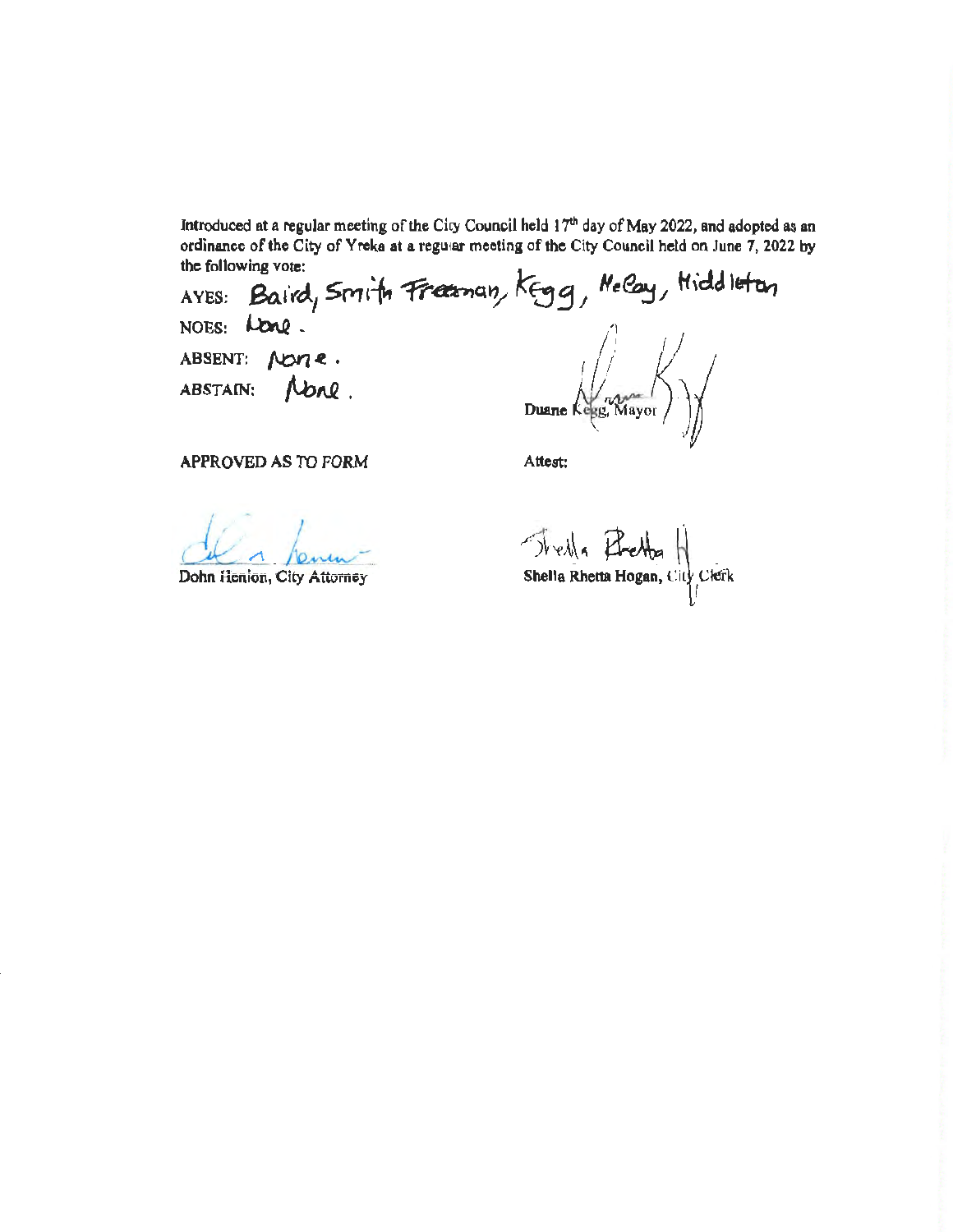Introduced at a regular meeting of the City Council held 17th day of May 2022, and adopted as an ordinance of the City of Yreka at a regular meeting of the City Council held on June 7, 2022 by the following vote:

AYES: Baird, Smith Freeman, Kegg, McCoy, Middleton

NOES: None.

ABSENT: None.

ABSTAIN: None.

Duane Kegg, Mayor

APPROVED AS TO FORM

Dohn Henion, City Attorney

Attest:

Shella Rhetta Hogan, City Clerk